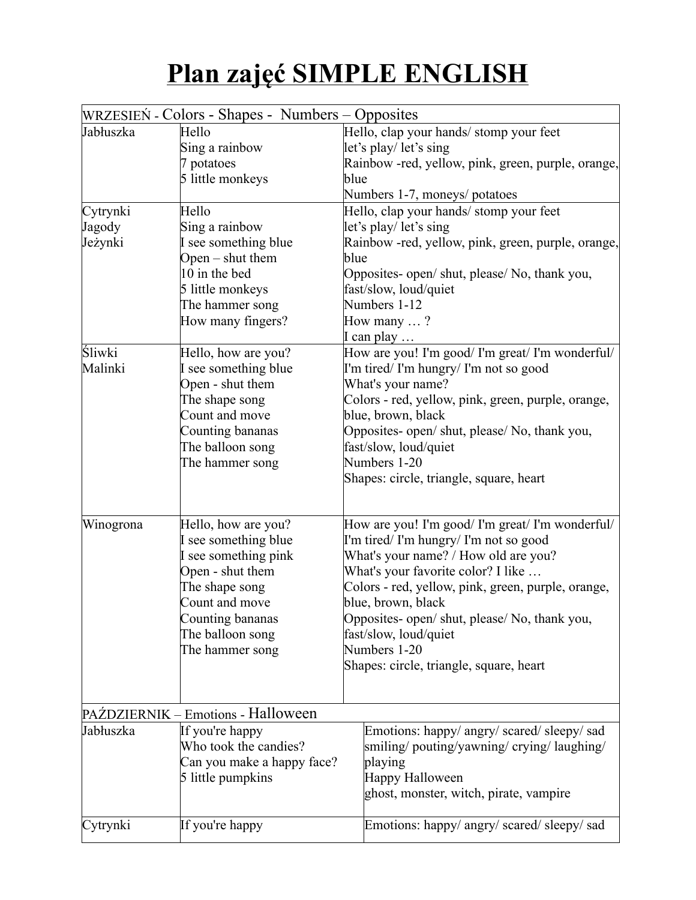# Plan zajęć SIMPLE ENGLISH

| WRZESIEŃ - Colors - Shapes - Numbers – Opposites | | |
|---|---|---|
| Jabłuszka | Hello<br>Sing a rainbow<br>7 potatoes<br>5 little monkeys | Hello, clap your hands/ stomp your feet<br>let's play/ let's sing<br>Rainbow -red, yellow, pink, green, purple, orange, blue<br>Numbers 1-7, moneys/ potatoes |
| Cytrynki<br>Jagody<br>Jeżynki | Hello<br>Sing a rainbow<br>I see something blue<br>Open – shut them<br>10 in the bed<br>5 little monkeys<br>The hammer song<br>How many fingers? | Hello, clap your hands/ stomp your feet<br>let's play/ let's sing<br>Rainbow -red, yellow, pink, green, purple, orange, blue<br>Opposites- open/ shut, please/ No, thank you, fast/slow, loud/quiet<br>Numbers 1-12<br>How many … ?<br>I can play … |
| Śliwki<br>Malinki | Hello, how are you?<br>I see something blue<br>Open - shut them<br>The shape song<br>Count and move<br>Counting bananas<br>The balloon song<br>The hammer song | How are you! I'm good/ I'm great/ I'm wonderful/ I'm tired/ I'm hungry/ I'm not so good<br>What's your name?<br>Colors - red, yellow, pink, green, purple, orange, blue, brown, black<br>Opposites- open/ shut, please/ No, thank you, fast/slow, loud/quiet<br>Numbers 1-20<br>Shapes: circle, triangle, square, heart |
| Winogrona | Hello, how are you?<br>I see something blue<br>I see something pink<br>Open - shut them<br>The shape song<br>Count and move<br>Counting bananas<br>The balloon song<br>The hammer song | How are you! I'm good/ I'm great/ I'm wonderful/ I'm tired/ I'm hungry/ I'm not so good<br>What's your name? / How old are you?<br>What's your favorite color? I like …<br>Colors - red, yellow, pink, green, purple, orange, blue, brown, black<br>Opposites- open/ shut, please/ No, thank you, fast/slow, loud/quiet<br>Numbers 1-20<br>Shapes: circle, triangle, square, heart |

| PAŹDZIERNIK – Emotions - Halloween | | |
|---|---|---|
| Jabłuszka | If you're happy<br>Who took the candies?<br>Can you make a happy face?<br>5 little pumpkins | Emotions: happy/ angry/ scared/ sleepy/ sad<br>smiling/ pouting/yawning/ crying/ laughing/ playing<br>Happy Halloween<br>ghost, monster, witch, pirate, vampire |
| Cytrynki | If you're happy | Emotions: happy/ angry/ scared/ sleepy/ sad |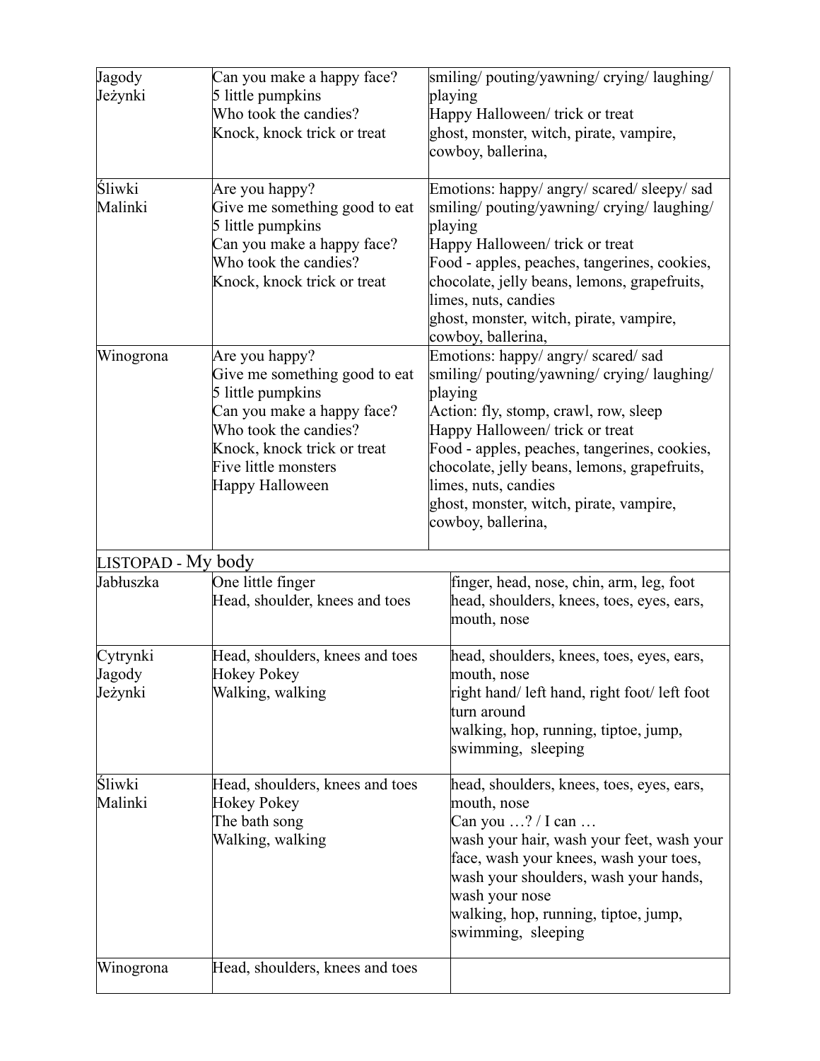| | | |
|---|---|---|
| Jagody<br>Jeżynki | Can you make a happy face?<br>5 little pumpkins<br>Who took the candies?<br>Knock, knock trick or treat | smiling/ pouting/yawning/ crying/ laughing/ playing<br>Happy Halloween/ trick or treat<br>ghost, monster, witch, pirate, vampire, cowboy, ballerina, |
| Śliwki<br>Malinki | Are you happy?<br>Give me something good to eat<br>5 little pumpkins<br>Can you make a happy face?<br>Who took the candies?<br>Knock, knock trick or treat | Emotions: happy/ angry/ scared/ sleepy/ sad<br>smiling/ pouting/yawning/ crying/ laughing/ playing<br>Happy Halloween/ trick or treat<br>Food - apples, peaches, tangerines, cookies, chocolate, jelly beans, lemons, grapefruits, limes, nuts, candies<br>ghost, monster, witch, pirate, vampire, cowboy, ballerina, |
| Winogrona | Are you happy?<br>Give me something good to eat<br>5 little pumpkins<br>Can you make a happy face?<br>Who took the candies?<br>Knock, knock trick or treat<br>Five little monsters<br>Happy Halloween | Emotions: happy/ angry/ scared/ sad<br>smiling/ pouting/yawning/ crying/ laughing/ playing<br>Action: fly, stomp, crawl, row, sleep<br>Happy Halloween/ trick or treat<br>Food - apples, peaches, tangerines, cookies, chocolate, jelly beans, lemons, grapefruits, limes, nuts, candies<br>ghost, monster, witch, pirate, vampire, cowboy, ballerina, |
| LISTOPAD - My body | | |
| Jabłuszka | One little finger<br>Head, shoulder, knees and toes | finger, head, nose, chin, arm, leg, foot<br>head, shoulders, knees, toes, eyes, ears, mouth, nose |
| Cytrynki<br>Jagody<br>Jeżynki | Head, shoulders, knees and toes<br>Hokey Pokey<br>Walking, walking | head, shoulders, knees, toes, eyes, ears, mouth, nose<br>right hand/ left hand, right foot/ left foot<br>turn around<br>walking, hop, running, tiptoe, jump, swimming, sleeping |
| Śliwki<br>Malinki | Head, shoulders, knees and toes<br>Hokey Pokey<br>The bath song<br>Walking, walking | head, shoulders, knees, toes, eyes, ears, mouth, nose<br>Can you …? / I can …<br>wash your hair, wash your feet, wash your face, wash your knees, wash your toes, wash your shoulders, wash your hands, wash your nose<br>walking, hop, running, tiptoe, jump, swimming, sleeping |
| Winogrona | Head, shoulders, knees and toes | |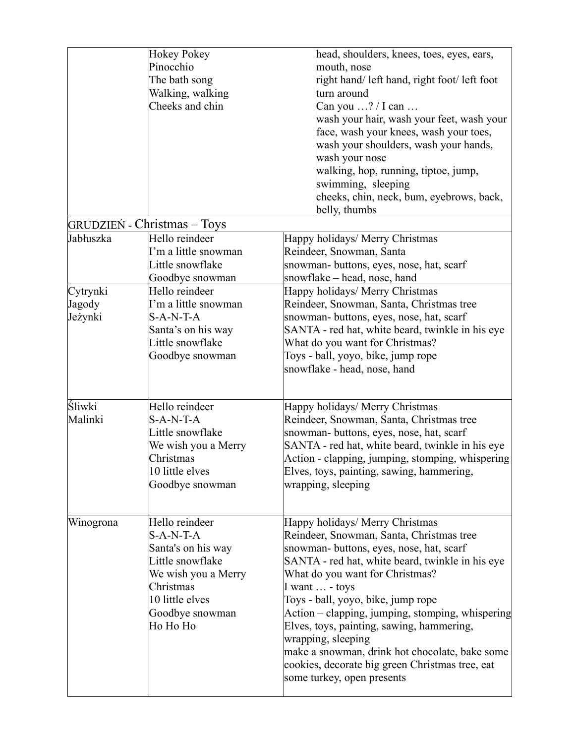| | | |
|---|---|---|
| | Hokey Pokey<br>Pinocchio<br>The bath song<br>Walking, walking<br>Cheeks and chin | head, shoulders, knees, toes, eyes, ears, mouth, nose<br>right hand/ left hand, right foot/ left foot<br>turn around<br>Can you …? / I can …<br>wash your hair, wash your feet, wash your face, wash your knees, wash your toes, wash your shoulders, wash your hands, wash your nose<br>walking, hop, running, tiptoe, jump, swimming, sleeping<br>cheeks, chin, neck, bum, eyebrows, back, belly, thumbs |
| GRUDZIEŃ - Christmas – Toys | | |
| Jabłuszka | Hello reindeer<br>I'm a little snowman<br>Little snowflake<br>Goodbye snowman | Happy holidays/ Merry Christmas<br>Reindeer, Snowman, Santa<br>snowman- buttons, eyes, nose, hat, scarf<br>snowflake – head, nose, hand |
| Cytrynki<br>Jagody<br>Jeżynki | Hello reindeer<br>I'm a little snowman<br>S-A-N-T-A<br>Santa's on his way<br>Little snowflake<br>Goodbye snowman | Happy holidays/ Merry Christmas<br>Reindeer, Snowman, Santa, Christmas tree<br>snowman- buttons, eyes, nose, hat, scarf<br>SANTA - red hat, white beard, twinkle in his eye<br>What do you want for Christmas?<br>Toys - ball, yoyo, bike, jump rope<br>snowflake - head, nose, hand |
| Śliwki<br>Malinki | Hello reindeer<br>S-A-N-T-A<br>Little snowflake<br>We wish you a Merry Christmas<br>10 little elves<br>Goodbye snowman | Happy holidays/ Merry Christmas<br>Reindeer, Snowman, Santa, Christmas tree<br>snowman- buttons, eyes, nose, hat, scarf<br>SANTA - red hat, white beard, twinkle in his eye<br>Action - clapping, jumping, stomping, whispering<br>Elves, toys, painting, sawing, hammering, wrapping, sleeping |
| Winogrona | Hello reindeer<br>S-A-N-T-A<br>Santa's on his way<br>Little snowflake<br>We wish you a Merry Christmas<br>10 little elves<br>Goodbye snowman<br>Ho Ho Ho | Happy holidays/ Merry Christmas<br>Reindeer, Snowman, Santa, Christmas tree<br>snowman- buttons, eyes, nose, hat, scarf<br>SANTA - red hat, white beard, twinkle in his eye<br>What do you want for Christmas?<br>I want … - toys<br>Toys - ball, yoyo, bike, jump rope<br>Action – clapping, jumping, stomping, whispering<br>Elves, toys, painting, sawing, hammering, wrapping, sleeping<br>make a snowman, drink hot chocolate, bake some cookies, decorate big green Christmas tree, eat some turkey, open presents |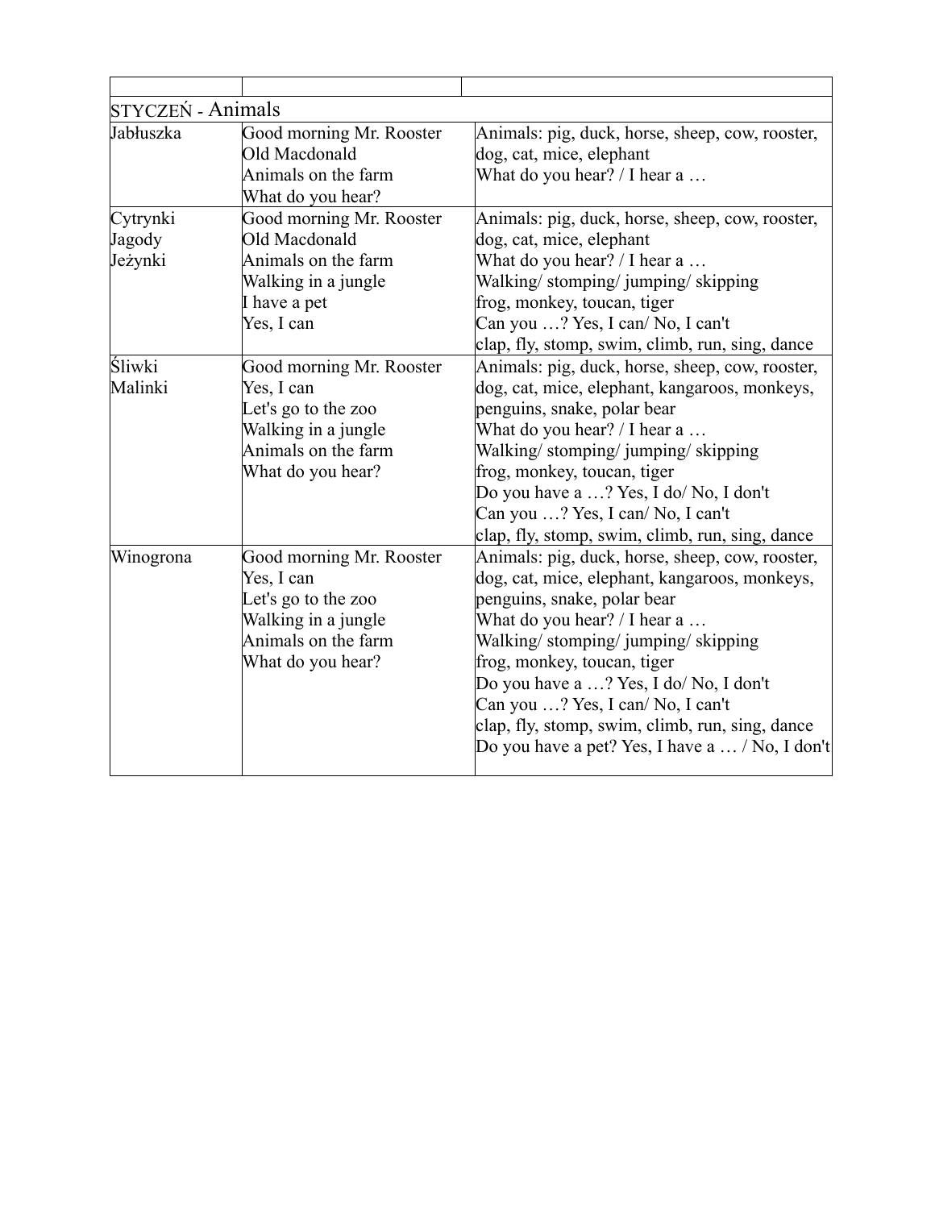| | | |
|---|---|---|
| STYCZEŃ - Animals | | |
| Jabłuszka | Good morning Mr. Rooster<br>Old Macdonald<br>Animals on the farm<br>What do you hear? | Animals: pig, duck, horse, sheep, cow, rooster, dog, cat, mice, elephant<br>What do you hear? / I hear a … |
| Cytrynki<br>Jagody<br>Jeżynki | Good morning Mr. Rooster<br>Old Macdonald<br>Animals on the farm<br>Walking in a jungle<br>I have a pet<br>Yes, I can | Animals: pig, duck, horse, sheep, cow, rooster, dog, cat, mice, elephant<br>What do you hear? / I hear a …<br>Walking/ stomping/ jumping/ skipping<br>frog, monkey, toucan, tiger<br>Can you …? Yes, I can/ No, I can't<br>clap, fly, stomp, swim, climb, run, sing, dance |
| Śliwki<br>Malinki | Good morning Mr. Rooster<br>Yes, I can<br>Let's go to the zoo<br>Walking in a jungle<br>Animals on the farm<br>What do you hear? | Animals: pig, duck, horse, sheep, cow, rooster, dog, cat, mice, elephant, kangaroos, monkeys, penguins, snake, polar bear<br>What do you hear? / I hear a …<br>Walking/ stomping/ jumping/ skipping<br>frog, monkey, toucan, tiger<br>Do you have a …? Yes, I do/ No, I don't<br>Can you …? Yes, I can/ No, I can't<br>clap, fly, stomp, swim, climb, run, sing, dance |
| Winogrona | Good morning Mr. Rooster<br>Yes, I can<br>Let's go to the zoo<br>Walking in a jungle<br>Animals on the farm<br>What do you hear? | Animals: pig, duck, horse, sheep, cow, rooster, dog, cat, mice, elephant, kangaroos, monkeys, penguins, snake, polar bear<br>What do you hear? / I hear a …<br>Walking/ stomping/ jumping/ skipping<br>frog, monkey, toucan, tiger<br>Do you have a …? Yes, I do/ No, I don't<br>Can you …? Yes, I can/ No, I can't<br>clap, fly, stomp, swim, climb, run, sing, dance<br>Do you have a pet? Yes, I have a … / No, I don't |